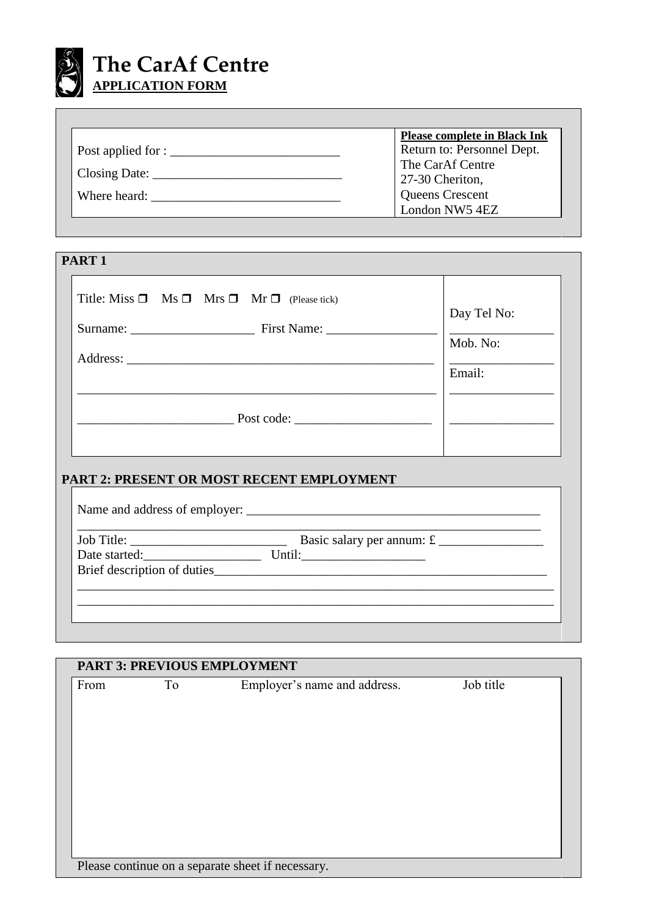# The CarAf Centre

**APPLICATION FORM**

Post applied for : ___________________________

Closing Date: ______________________________

Where heard: ______________________________

**Please complete in Black Ink**
Return to: Personnel Dept.
The CarAf Centre
27-30 Cheriton,
Queens Crescent
London NW5 4EZ

## PART 1

Title: Miss ☐ Ms ☐ Mrs ☐ Mr ☐ (Please tick)

Surname: ___________________ First Name: _________________

Address: ________________________________________________

__________________________________________________________

________________________ Post code: _____________________

Day Tel No: ________________

Mob. No: ________________

Email: ________________

________________

## PART 2: PRESENT OR MOST RECENT EMPLOYMENT

Name and address of employer: _______________________________________________

__________________________________________________________________________

Job Title: _________________________ Basic salary per annum: £ ________________

Date started:__________________ Until:___________________

Brief description of duties______________________________________________________

__________________________________________________________________________

__________________________________________________________________________

## PART 3: PREVIOUS EMPLOYMENT

| From | To | Employer's name and address. | Job title |
|---|---|---|---|
| | | | |

Please continue on a separate sheet if necessary.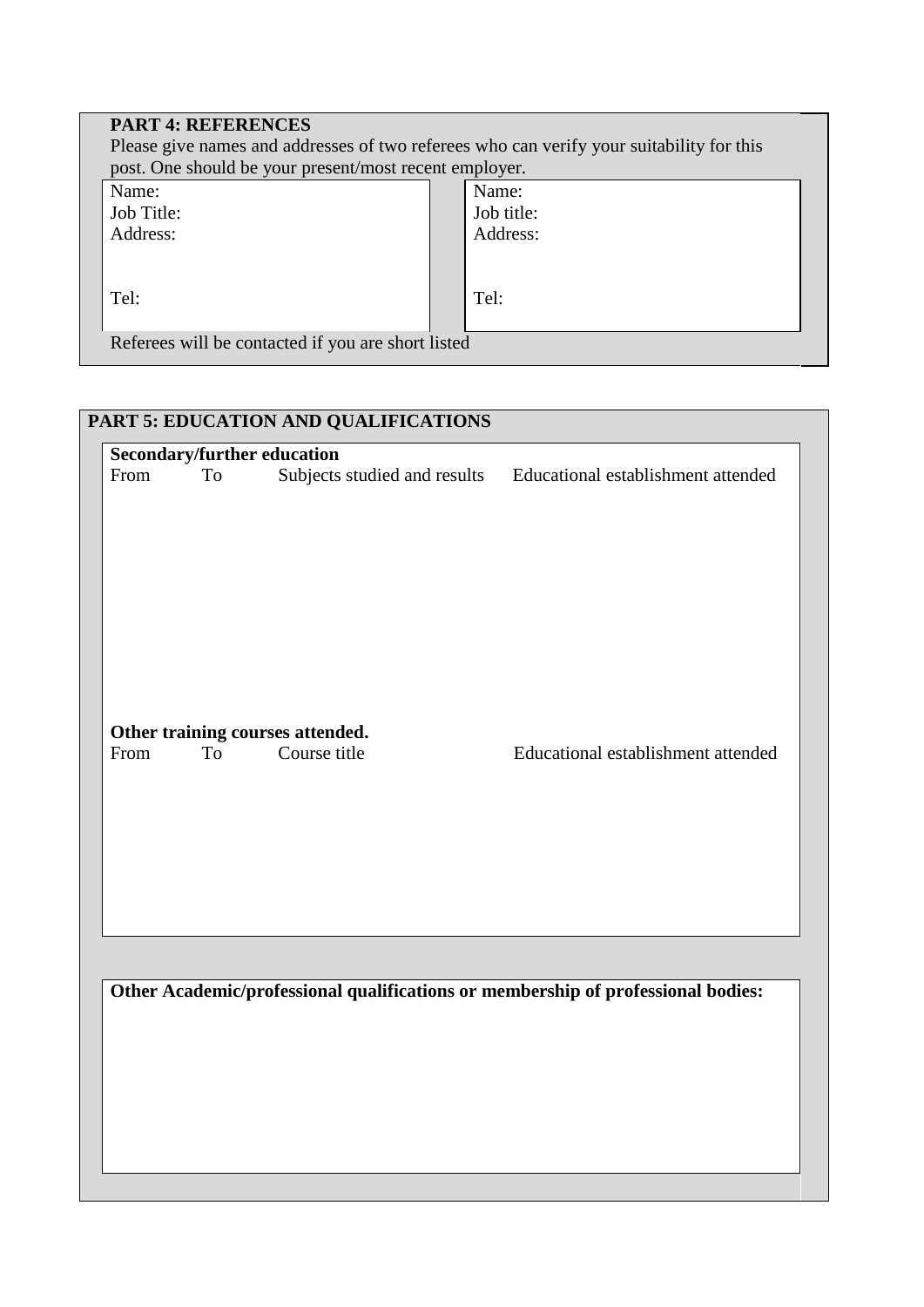## PART 4: REFERENCES

Please give names and addresses of two referees who can verify your suitability for this post. One should be your present/most recent employer.

| | |
|---|---|
| Name: | Name: |
| Job Title: | Job title: |
| Address: | Address: |
| Tel: | Tel: |

Referees will be contacted if you are short listed

## PART 5: EDUCATION AND QUALIFICATIONS

**Secondary/further education**

| From | To | Subjects studied and results | Educational establishment attended |
|---|---|---|---|
| | | | |

**Other training courses attended.**

| From | To | Course title | Educational establishment attended |
|---|---|---|---|
| | | | |

**Other Academic/professional qualifications or membership of professional bodies:**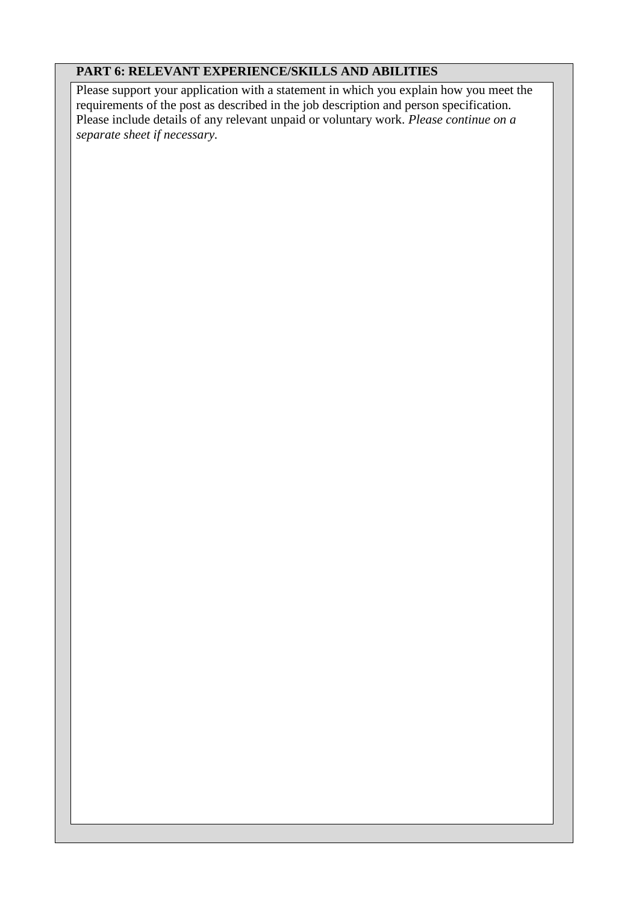**PART 6: RELEVANT EXPERIENCE/SKILLS AND ABILITIES**

Please support your application with a statement in which you explain how you meet the requirements of the post as described in the job description and person specification. Please include details of any relevant unpaid or voluntary work. *Please continue on a separate sheet if necessary.*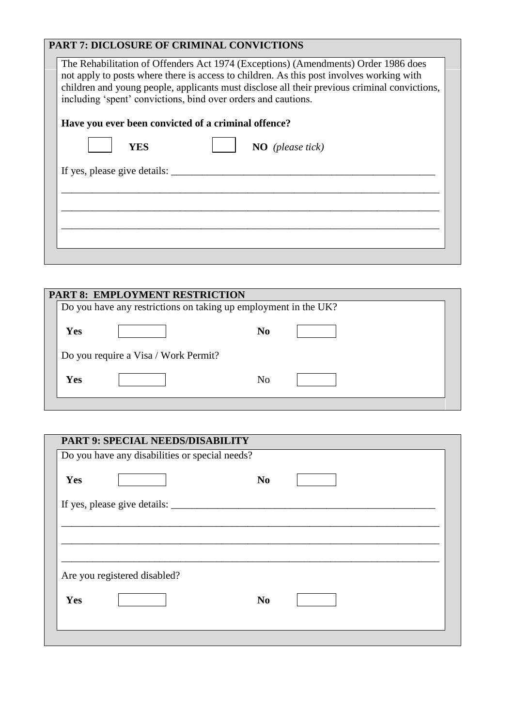## PART 7: DICLOSURE OF CRIMINAL CONVICTIONS

The Rehabilitation of Offenders Act 1974 (Exceptions) (Amendments) Order 1986 does not apply to posts where there is access to children. As this post involves working with children and young people, applicants must disclose all their previous criminal convictions, including 'spent' convictions, bind over orders and cautions.

**Have you ever been convicted of a criminal offence?**

☐ **YES** ☐ **NO** *(please tick)*

If yes, please give details: ____________________________________________________

___________________________________________________________________________

___________________________________________________________________________

___________________________________________________________________________

## PART 8: EMPLOYMENT RESTRICTION

Do you have any restrictions on taking up employment in the UK?

**Yes** ☐ **No** ☐

Do you require a Visa / Work Permit?

**Yes** ☐ No ☐

## PART 9: SPECIAL NEEDS/DISABILITY

Do you have any disabilities or special needs?

**Yes** ☐ **No** ☐

If yes, please give details: ____________________________________________________

___________________________________________________________________________

___________________________________________________________________________

___________________________________________________________________________

Are you registered disabled?

**Yes** ☐ **No** ☐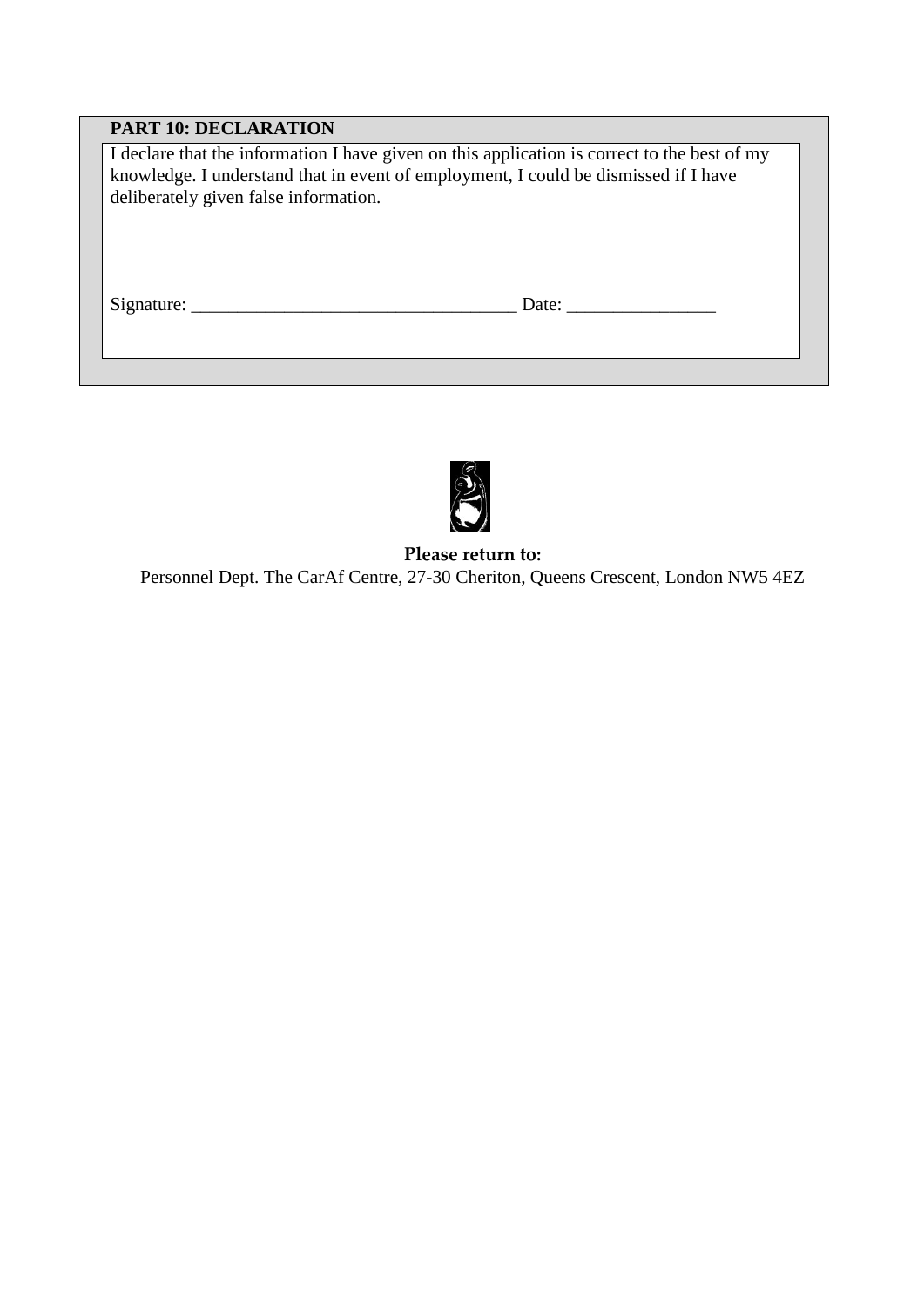## PART 10: DECLARATION

I declare that the information I have given on this application is correct to the best of my knowledge. I understand that in event of employment, I could be dismissed if I have deliberately given false information.

Signature: ___________________________________ Date: ________________

**Please return to:**

Personnel Dept. The CarAf Centre, 27-30 Cheriton, Queens Crescent, London NW5 4EZ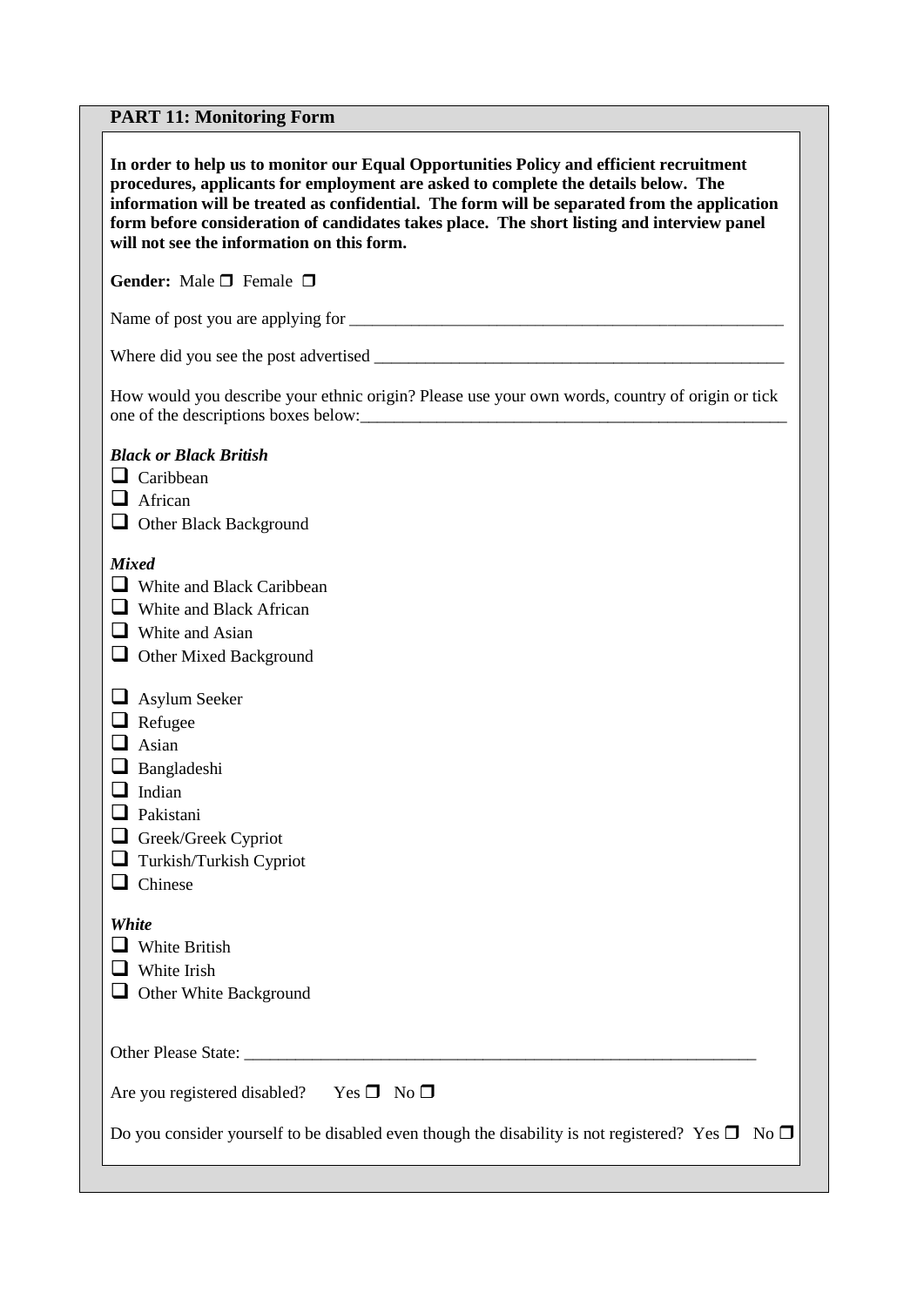## PART 11: Monitoring Form

**In order to help us to monitor our Equal Opportunities Policy and efficient recruitment procedures, applicants for employment are asked to complete the details below. The information will be treated as confidential. The form will be separated from the application form before consideration of candidates takes place. The short listing and interview panel will not see the information on this form.**

**Gender:** Male ☐ Female ☐

Name of post you are applying for \_\_\_\_\_\_\_\_\_\_\_\_\_\_\_\_\_\_\_\_\_\_\_\_\_\_\_\_\_\_\_\_\_\_\_\_\_\_\_\_\_\_\_\_

Where did you see the post advertised \_\_\_\_\_\_\_\_\_\_\_\_\_\_\_\_\_\_\_\_\_\_\_\_\_\_\_\_\_\_\_\_\_\_\_\_\_\_\_\_\_\_\_\_

How would you describe your ethnic origin? Please use your own words, country of origin or tick one of the descriptions boxes below:\_\_\_\_\_\_\_\_\_\_\_\_\_\_\_\_\_\_\_\_\_\_\_\_\_\_\_\_\_\_\_\_\_\_\_\_\_\_\_\_\_\_\_\_

***Black or Black British***

- ☐ Caribbean
- ☐ African
- ☐ Other Black Background

***Mixed***

- ☐ White and Black Caribbean
- ☐ White and Black African
- ☐ White and Asian
- ☐ Other Mixed Background

- ☐ Asylum Seeker
- ☐ Refugee
- ☐ Asian
- ☐ Bangladeshi
- ☐ Indian
- ☐ Pakistani
- ☐ Greek/Greek Cypriot
- ☐ Turkish/Turkish Cypriot
- ☐ Chinese

***White***

- ☐ White British
- ☐ White Irish
- ☐ Other White Background

Other Please State: \_\_\_\_\_\_\_\_\_\_\_\_\_\_\_\_\_\_\_\_\_\_\_\_\_\_\_\_\_\_\_\_\_\_\_\_\_\_\_\_\_\_\_\_\_\_\_\_\_\_\_\_

Are you registered disabled? Yes ☐ No ☐

Do you consider yourself to be disabled even though the disability is not registered? Yes ☐ No ☐